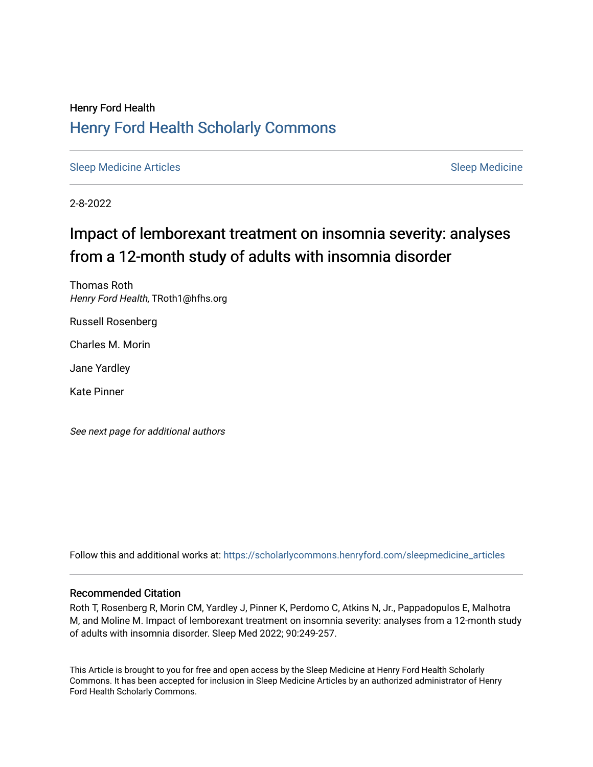Henry Ford Health

# Henry Ford Health Scholarly Commons

Sleep Medicine Articles | Sleep Medicine

2-8-2022

## Impact of lemborexant treatment on insomnia severity: analyses from a 12-month study of adults with insomnia disorder

Thomas Roth
*Henry Ford Health*, TRoth1@hfhs.org

Russell Rosenberg

Charles M. Morin

Jane Yardley

Kate Pinner

*See next page for additional authors*

Follow this and additional works at: https://scholarlycommons.henryford.com/sleepmedicine_articles

### Recommended Citation

Roth T, Rosenberg R, Morin CM, Yardley J, Pinner K, Perdomo C, Atkins N, Jr., Pappadopulos E, Malhotra M, and Moline M. Impact of lemborexant treatment on insomnia severity: analyses from a 12-month study of adults with insomnia disorder. Sleep Med 2022; 90:249-257.

This Article is brought to you for free and open access by the Sleep Medicine at Henry Ford Health Scholarly Commons. It has been accepted for inclusion in Sleep Medicine Articles by an authorized administrator of Henry Ford Health Scholarly Commons.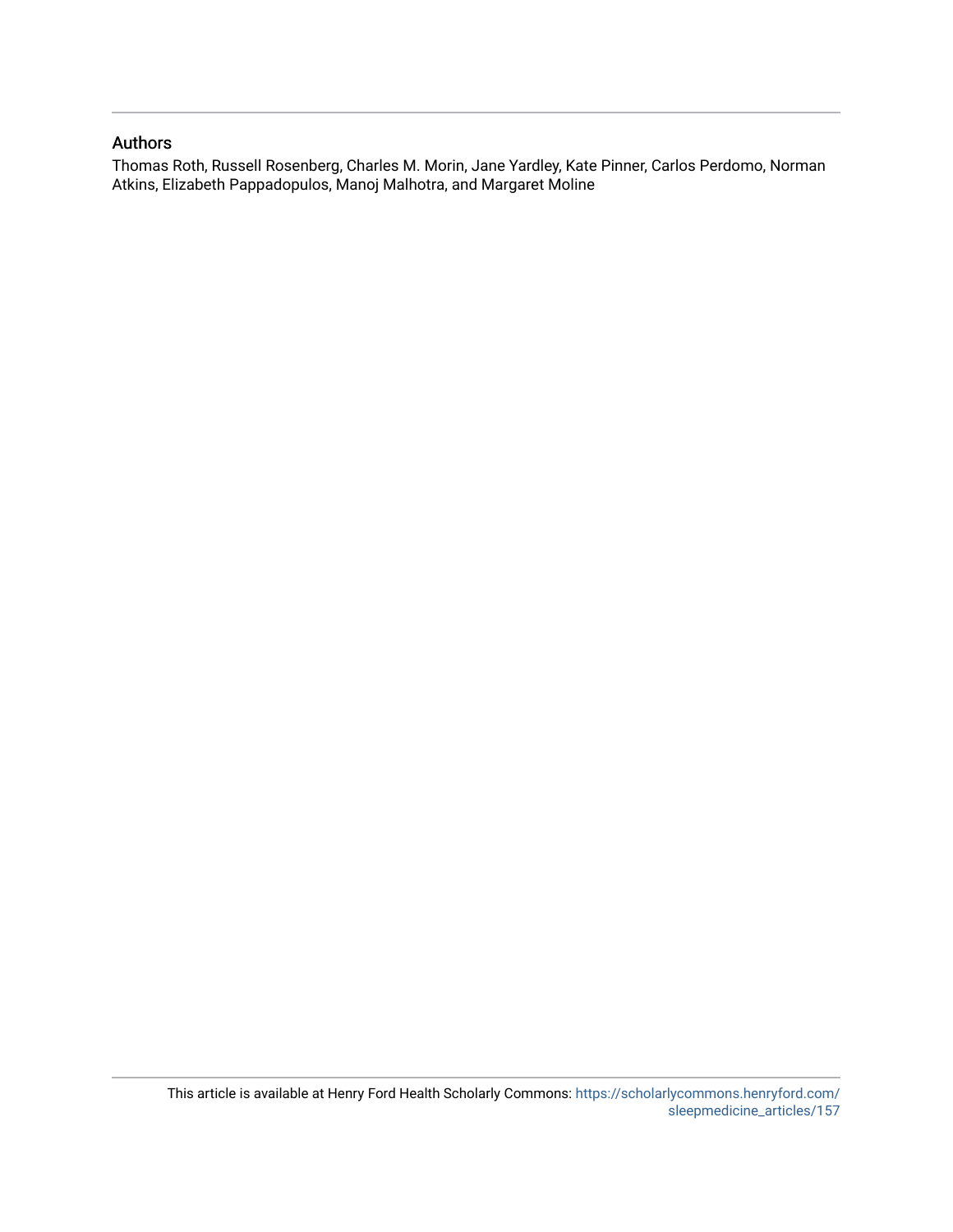## Authors

Thomas Roth, Russell Rosenberg, Charles M. Morin, Jane Yardley, Kate Pinner, Carlos Perdomo, Norman Atkins, Elizabeth Pappadopulos, Manoj Malhotra, and Margaret Moline

This article is available at Henry Ford Health Scholarly Commons: https://scholarlycommons.henryford.com/sleepmedicine_articles/157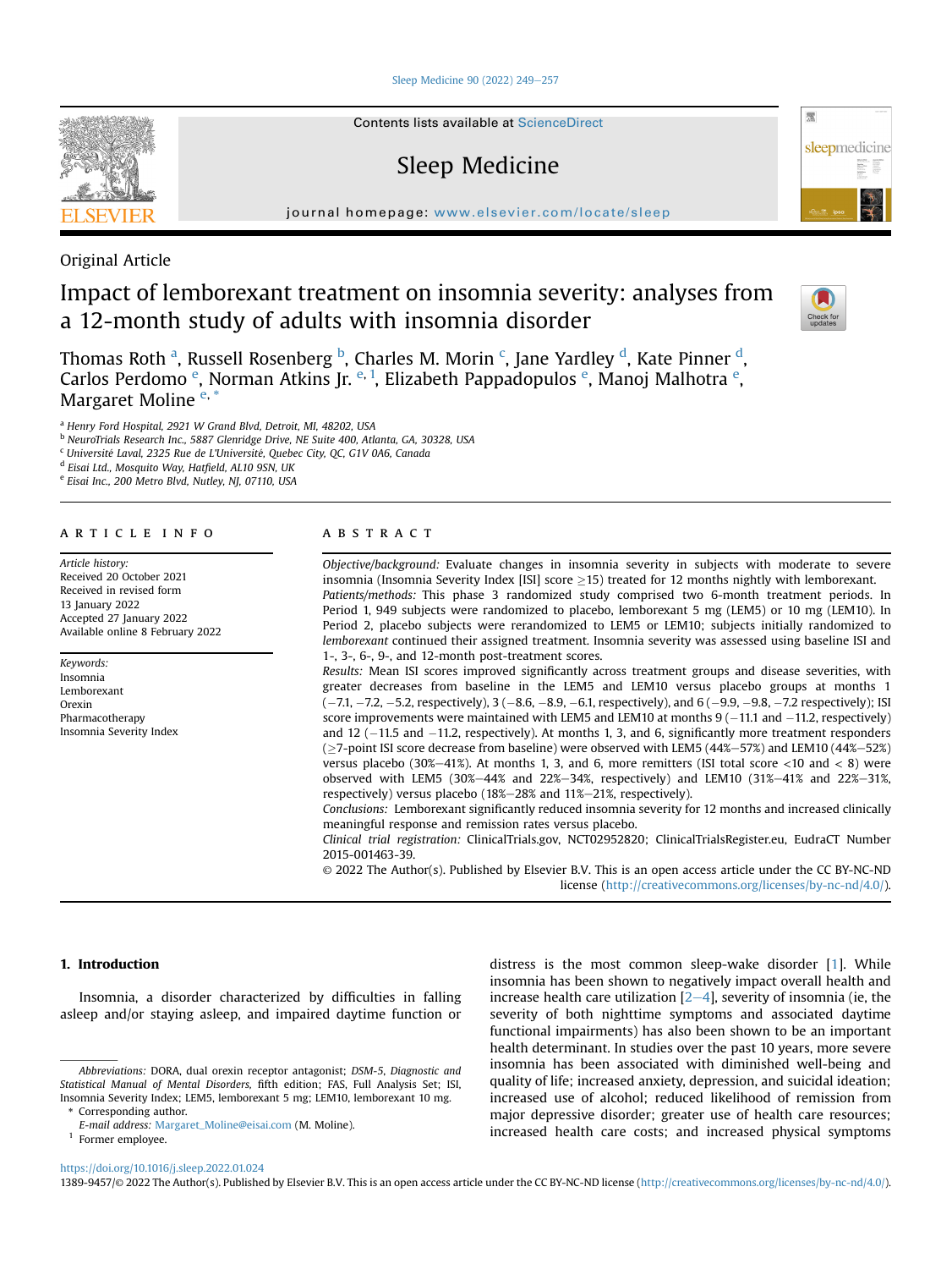Original Article

# Impact of lemborexant treatment on insomnia severity: analyses from a 12-month study of adults with insomnia disorder

Thomas Roth [a], Russell Rosenberg [b], Charles M. Morin [c], Jane Yardley [d], Kate Pinner [d], Carlos Perdomo [e], Norman Atkins Jr. [e, 1], Elizabeth Pappadopulos [e], Manoj Malhotra [e], Margaret Moline [e, *]

[a] Henry Ford Hospital, 2921 W Grand Blvd, Detroit, MI, 48202, USA
[b] NeuroTrials Research Inc., 5887 Glenridge Drive, NE Suite 400, Atlanta, GA, 30328, USA
[c] Université Laval, 2325 Rue de L'Université, Quebec City, QC, G1V 0A6, Canada
[d] Eisai Ltd., Mosquito Way, Hatfield, AL10 9SN, UK
[e] Eisai Inc., 200 Metro Blvd, Nutley, NJ, 07110, USA

## ARTICLE INFO

*Article history:*
Received 20 October 2021
Received in revised form
13 January 2022
Accepted 27 January 2022
Available online 8 February 2022

*Keywords:*
Insomnia
Lemborexant
Orexin
Pharmacotherapy
Insomnia Severity Index

## ABSTRACT

*Objective/background:* Evaluate changes in insomnia severity in subjects with moderate to severe insomnia (Insomnia Severity Index [ISI] score ≥15) treated for 12 months nightly with lemborexant.

*Patients/methods:* This phase 3 randomized study comprised two 6-month treatment periods. In Period 1, 949 subjects were randomized to placebo, lemborexant 5 mg (LEM5) or 10 mg (LEM10). In Period 2, placebo subjects were rerandomized to LEM5 or LEM10; subjects initially randomized to *lemborexant* continued their assigned treatment. Insomnia severity was assessed using baseline ISI and 1-, 3-, 6-, 9-, and 12-month post-treatment scores.

*Results:* Mean ISI scores improved significantly across treatment groups and disease severities, with greater decreases from baseline in the LEM5 and LEM10 versus placebo groups at months 1 (−7.1, −7.2, −5.2, respectively), 3 (−8.6, −8.9, −6.1, respectively), and 6 (−9.9, −9.8, −7.2 respectively); ISI score improvements were maintained with LEM5 and LEM10 at months 9 (−11.1 and −11.2, respectively) and 12 (−11.5 and −11.2, respectively). At months 1, 3, and 6, significantly more treatment responders (≥7-point ISI score decrease from baseline) were observed with LEM5 (44%–57%) and LEM10 (44%–52%) versus placebo (30%–41%). At months 1, 3, and 6, more remitters (ISI total score <10 and < 8) were observed with LEM5 (30%–44% and 22%–34%, respectively) and LEM10 (31%–41% and 22%–31%, respectively) versus placebo (18%–28% and 11%–21%, respectively).

*Conclusions:* Lemborexant significantly reduced insomnia severity for 12 months and increased clinically meaningful response and remission rates versus placebo.

*Clinical trial registration:* ClinicalTrials.gov, NCT02952820; ClinicalTrialsRegister.eu, EudraCT Number 2015-001463-39.

© 2022 The Author(s). Published by Elsevier B.V. This is an open access article under the CC BY-NC-ND license (http://creativecommons.org/licenses/by-nc-nd/4.0/).

## 1. Introduction

Insomnia, a disorder characterized by difficulties in falling asleep and/or staying asleep, and impaired daytime function or distress is the most common sleep-wake disorder [1]. While insomnia has been shown to negatively impact overall health and increase health care utilization [2–4], severity of insomnia (ie, the severity of both nighttime symptoms and associated daytime functional impairments) has also been shown to be an important health determinant. In studies over the past 10 years, more severe insomnia has been associated with diminished well-being and quality of life; increased anxiety, depression, and suicidal ideation; increased use of alcohol; reduced likelihood of remission from major depressive disorder; greater use of health care resources; increased health care costs; and increased physical symptoms

*Abbreviations:* DORA, dual orexin receptor antagonist; *DSM-5*, *Diagnostic and Statistical Manual of Mental Disorders*, fifth edition; FAS, Full Analysis Set; ISI, Insomnia Severity Index; LEM5, lemborexant 5 mg; LEM10, lemborexant 10 mg.

\* Corresponding author.
*E-mail address:* Margaret_Moline@eisai.com (M. Moline).

[1] Former employee.

https://doi.org/10.1016/j.sleep.2022.01.024
1389-9457/© 2022 The Author(s). Published by Elsevier B.V. This is an open access article under the CC BY-NC-ND license (http://creativecommons.org/licenses/by-nc-nd/4.0/).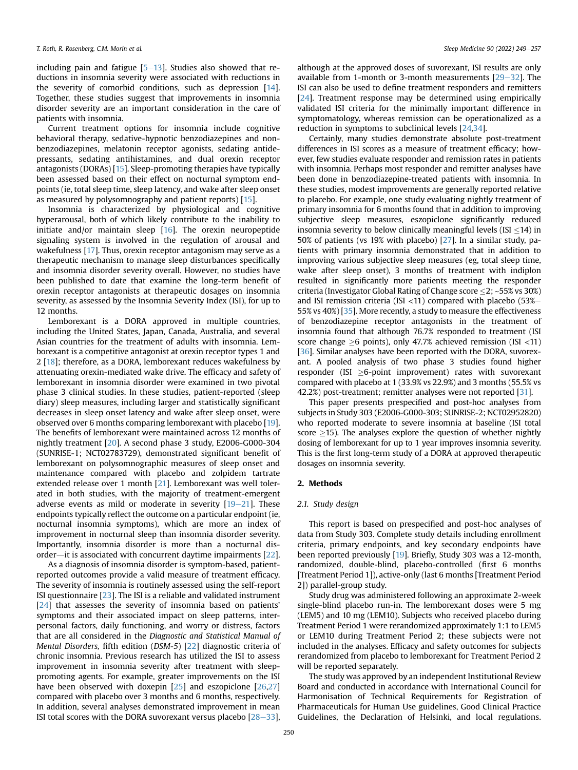including pain and fatigue [5–13]. Studies also showed that reductions in insomnia severity were associated with reductions in the severity of comorbid conditions, such as depression [14]. Together, these studies suggest that improvements in insomnia disorder severity are an important consideration in the care of patients with insomnia.

Current treatment options for insomnia include cognitive behavioral therapy, sedative-hypnotic benzodiazepines and non-benzodiazepines, melatonin receptor agonists, sedating antidepressants, sedating antihistamines, and dual orexin receptor antagonists (DORAs) [15]. Sleep-promoting therapies have typically been assessed based on their effect on nocturnal symptom endpoints (ie, total sleep time, sleep latency, and wake after sleep onset as measured by polysomnography and patient reports) [15].

Insomnia is characterized by physiological and cognitive hyperarousal, both of which likely contribute to the inability to initiate and/or maintain sleep [16]. The orexin neuropeptide signaling system is involved in the regulation of arousal and wakefulness [17]. Thus, orexin receptor antagonism may serve as a therapeutic mechanism to manage sleep disturbances specifically and insomnia disorder severity overall. However, no studies have been published to date that examine the long-term benefit of orexin receptor antagonists at therapeutic dosages on insomnia severity, as assessed by the Insomnia Severity Index (ISI), for up to 12 months.

Lemborexant is a DORA approved in multiple countries, including the United States, Japan, Canada, Australia, and several Asian countries for the treatment of adults with insomnia. Lemborexant is a competitive antagonist at orexin receptor types 1 and 2 [18]; therefore, as a DORA, lemborexant reduces wakefulness by attenuating orexin-mediated wake drive. The efficacy and safety of lemborexant in insomnia disorder were examined in two pivotal phase 3 clinical studies. In these studies, patient-reported (sleep diary) sleep measures, including larger and statistically significant decreases in sleep onset latency and wake after sleep onset, were observed over 6 months comparing lemborexant with placebo [19]. The benefits of lemborexant were maintained across 12 months of nightly treatment [20]. A second phase 3 study, E2006-G000-304 (SUNRISE-1; NCT02783729), demonstrated significant benefit of lemborexant on polysomnographic measures of sleep onset and maintenance compared with placebo and zolpidem tartrate extended release over 1 month [21]. Lemborexant was well tolerated in both studies, with the majority of treatment-emergent adverse events as mild or moderate in severity [19–21]. These endpoints typically reflect the outcome on a particular endpoint (ie, nocturnal insomnia symptoms), which are more an index of improvement in nocturnal sleep than insomnia disorder severity. Importantly, insomnia disorder is more than a nocturnal disorder—it is associated with concurrent daytime impairments [22].

As a diagnosis of insomnia disorder is symptom-based, patient-reported outcomes provide a valid measure of treatment efficacy. The severity of insomnia is routinely assessed using the self-report ISI questionnaire [23]. The ISI is a reliable and validated instrument [24] that assesses the severity of insomnia based on patients' symptoms and their associated impact on sleep patterns, interpersonal factors, daily functioning, and worry or distress, factors that are all considered in the *Diagnostic and Statistical Manual of Mental Disorders,* fifth edition (*DSM-5*) [22] diagnostic criteria of chronic insomnia. Previous research has utilized the ISI to assess improvement in insomnia severity after treatment with sleep-promoting agents. For example, greater improvements on the ISI have been observed with doxepin [25] and eszopiclone [26,27] compared with placebo over 3 months and 6 months, respectively. In addition, several analyses demonstrated improvement in mean ISI total scores with the DORA suvorexant versus placebo [28–33], although at the approved doses of suvorexant, ISI results are only available from 1-month or 3-month measurements [29–32]. The ISI can also be used to define treatment responders and remitters [24]. Treatment response may be determined using empirically validated ISI criteria for the minimally important difference in symptomatology, whereas remission can be operationalized as a reduction in symptoms to subclinical levels [24,34].

Certainly, many studies demonstrate absolute post-treatment differences in ISI scores as a measure of treatment efficacy; however, few studies evaluate responder and remission rates in patients with insomnia. Perhaps most responder and remitter analyses have been done in benzodiazepine-treated patients with insomnia. In these studies, modest improvements are generally reported relative to placebo. For example, one study evaluating nightly treatment of primary insomnia for 6 months found that in addition to improving subjective sleep measures, eszopiclone significantly reduced insomnia severity to below clinically meaningful levels (ISI ≤14) in 50% of patients (vs 19% with placebo) [27]. In a similar study, patients with primary insomnia demonstrated that in addition to improving various subjective sleep measures (eg, total sleep time, wake after sleep onset), 3 months of treatment with indiplon resulted in significantly more patients meeting the responder criteria (Investigator Global Rating of Change score ≤2; ~55% vs 30%) and ISI remission criteria (ISI <11) compared with placebo (53%–55% vs 40%) [35]. More recently, a study to measure the effectiveness of benzodiazepine receptor antagonists in the treatment of insomnia found that although 76.7% responded to treatment (ISI score change ≥6 points), only 47.7% achieved remission (ISI <11) [36]. Similar analyses have been reported with the DORA, suvorexant. A pooled analysis of two phase 3 studies found higher responder (ISI ≥6-point improvement) rates with suvorexant compared with placebo at 1 (33.9% vs 22.9%) and 3 months (55.5% vs 42.2%) post-treatment; remitter analyses were not reported [31].

This paper presents prespecified and post-hoc analyses from subjects in Study 303 (E2006-G000-303; SUNRISE-2; NCT02952820) who reported moderate to severe insomnia at baseline (ISI total score ≥15). The analyses explore the question of whether nightly dosing of lemborexant for up to 1 year improves insomnia severity. This is the first long-term study of a DORA at approved therapeutic dosages on insomnia severity.

## 2. Methods

### 2.1. Study design

This report is based on prespecified and post-hoc analyses of data from Study 303. Complete study details including enrollment criteria, primary endpoints, and key secondary endpoints have been reported previously [19]. Briefly, Study 303 was a 12-month, randomized, double-blind, placebo-controlled (first 6 months [Treatment Period 1]), active-only (last 6 months [Treatment Period 2]) parallel-group study.

Study drug was administered following an approximate 2-week single-blind placebo run-in. The lemborexant doses were 5 mg (LEM5) and 10 mg (LEM10). Subjects who received placebo during Treatment Period 1 were rerandomized approximately 1:1 to LEM5 or LEM10 during Treatment Period 2; these subjects were not included in the analyses. Efficacy and safety outcomes for subjects rerandomized from placebo to lemborexant for Treatment Period 2 will be reported separately.

The study was approved by an independent Institutional Review Board and conducted in accordance with International Council for Harmonisation of Technical Requirements for Registration of Pharmaceuticals for Human Use guidelines, Good Clinical Practice Guidelines, the Declaration of Helsinki, and local regulations.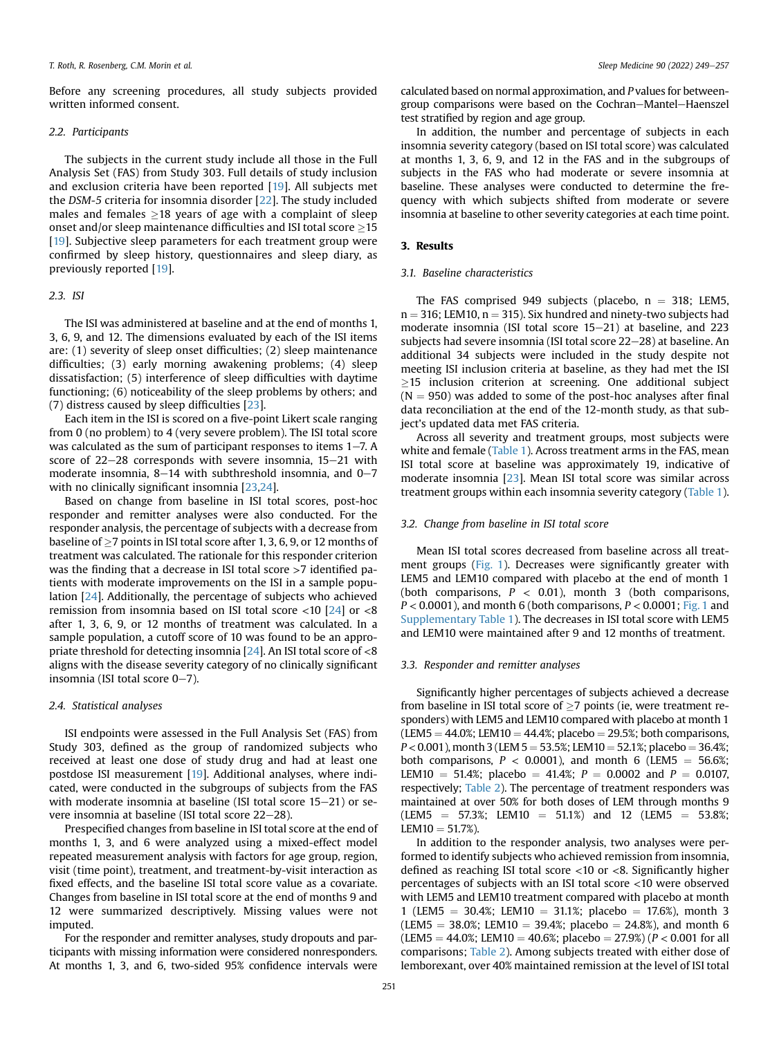Before any screening procedures, all study subjects provided written informed consent.

### 2.2. Participants

The subjects in the current study include all those in the Full Analysis Set (FAS) from Study 303. Full details of study inclusion and exclusion criteria have been reported [19]. All subjects met the *DSM-5* criteria for insomnia disorder [22]. The study included males and females ≥18 years of age with a complaint of sleep onset and/or sleep maintenance difficulties and ISI total score ≥15 [19]. Subjective sleep parameters for each treatment group were confirmed by sleep history, questionnaires and sleep diary, as previously reported [19].

### 2.3. ISI

The ISI was administered at baseline and at the end of months 1, 3, 6, 9, and 12. The dimensions evaluated by each of the ISI items are: (1) severity of sleep onset difficulties; (2) sleep maintenance difficulties; (3) early morning awakening problems; (4) sleep dissatisfaction; (5) interference of sleep difficulties with daytime functioning; (6) noticeability of the sleep problems by others; and (7) distress caused by sleep difficulties [23].

Each item in the ISI is scored on a five-point Likert scale ranging from 0 (no problem) to 4 (very severe problem). The ISI total score was calculated as the sum of participant responses to items 1–7. A score of 22–28 corresponds with severe insomnia, 15–21 with moderate insomnia, 8–14 with subthreshold insomnia, and 0–7 with no clinically significant insomnia [23,24].

Based on change from baseline in ISI total scores, post-hoc responder and remitter analyses were also conducted. For the responder analysis, the percentage of subjects with a decrease from baseline of ≥7 points in ISI total score after 1, 3, 6, 9, or 12 months of treatment was calculated. The rationale for this responder criterion was the finding that a decrease in ISI total score >7 identified patients with moderate improvements on the ISI in a sample population [24]. Additionally, the percentage of subjects who achieved remission from insomnia based on ISI total score <10 [24] or <8 after 1, 3, 6, 9, or 12 months of treatment was calculated. In a sample population, a cutoff score of 10 was found to be an appropriate threshold for detecting insomnia [24]. An ISI total score of <8 aligns with the disease severity category of no clinically significant insomnia (ISI total score 0–7).

### 2.4. Statistical analyses

ISI endpoints were assessed in the Full Analysis Set (FAS) from Study 303, defined as the group of randomized subjects who received at least one dose of study drug and had at least one postdose ISI measurement [19]. Additional analyses, where indicated, were conducted in the subgroups of subjects from the FAS with moderate insomnia at baseline (ISI total score 15–21) or severe insomnia at baseline (ISI total score 22–28).

Prespecified changes from baseline in ISI total score at the end of months 1, 3, and 6 were analyzed using a mixed-effect model repeated measurement analysis with factors for age group, region, visit (time point), treatment, and treatment-by-visit interaction as fixed effects, and the baseline ISI total score value as a covariate. Changes from baseline in ISI total score at the end of months 9 and 12 were summarized descriptively. Missing values were not imputed.

For the responder and remitter analyses, study dropouts and participants with missing information were considered nonresponders. At months 1, 3, and 6, two-sided 95% confidence intervals were calculated based on normal approximation, and *P* values for between-group comparisons were based on the Cochran–Mantel–Haenszel test stratified by region and age group.

In addition, the number and percentage of subjects in each insomnia severity category (based on ISI total score) was calculated at months 1, 3, 6, 9, and 12 in the FAS and in the subgroups of subjects in the FAS who had moderate or severe insomnia at baseline. These analyses were conducted to determine the frequency with which subjects shifted from moderate or severe insomnia at baseline to other severity categories at each time point.

## 3. Results

### 3.1. Baseline characteristics

The FAS comprised 949 subjects (placebo, n = 318; LEM5, n = 316; LEM10, n = 315). Six hundred and ninety-two subjects had moderate insomnia (ISI total score 15–21) at baseline, and 223 subjects had severe insomnia (ISI total score 22–28) at baseline. An additional 34 subjects were included in the study despite not meeting ISI inclusion criteria at baseline, as they had met the ISI ≥15 inclusion criterion at screening. One additional subject (N = 950) was added to some of the post-hoc analyses after final data reconciliation at the end of the 12-month study, as that subject's updated data met FAS criteria.

Across all severity and treatment groups, most subjects were white and female (Table 1). Across treatment arms in the FAS, mean ISI total score at baseline was approximately 19, indicative of moderate insomnia [23]. Mean ISI total score was similar across treatment groups within each insomnia severity category (Table 1).

### 3.2. Change from baseline in ISI total score

Mean ISI total scores decreased from baseline across all treatment groups (Fig. 1). Decreases were significantly greater with LEM5 and LEM10 compared with placebo at the end of month 1 (both comparisons, $P < 0.01$), month 3 (both comparisons, $P < 0.0001$), and month 6 (both comparisons, $P < 0.0001$; Fig. 1 and Supplementary Table 1). The decreases in ISI total score with LEM5 and LEM10 were maintained after 9 and 12 months of treatment.

### 3.3. Responder and remitter analyses

Significantly higher percentages of subjects achieved a decrease from baseline in ISI total score of ≥7 points (ie, were treatment responders) with LEM5 and LEM10 compared with placebo at month 1 (LEM5 = 44.0%; LEM10 = 44.4%; placebo = 29.5%; both comparisons, $P < 0.001$), month 3 (LEM 5 = 53.5%; LEM10 = 52.1%; placebo = 36.4%; both comparisons, $P < 0.0001$), and month 6 (LEM5 = 56.6%; LEM10 = 51.4%; placebo = 41.4%; $P = 0.0002$ and $P = 0.0107$, respectively; Table 2). The percentage of treatment responders was maintained at over 50% for both doses of LEM through months 9 (LEM5 = 57.3%; LEM10 = 51.1%) and 12 (LEM5 = 53.8%; LEM10 = 51.7%).

In addition to the responder analysis, two analyses were performed to identify subjects who achieved remission from insomnia, defined as reaching ISI total score <10 or <8. Significantly higher percentages of subjects with an ISI total score <10 were observed with LEM5 and LEM10 treatment compared with placebo at month 1 (LEM5 = 30.4%; LEM10 = 31.1%; placebo = 17.6%), month 3 (LEM5 = 38.0%; LEM10 = 39.4%; placebo = 24.8%), and month 6 (LEM5 = 44.0%; LEM10 = 40.6%; placebo = 27.9%) ($P < 0.001$ for all comparisons; Table 2). Among subjects treated with either dose of lemborexant, over 40% maintained remission at the level of ISI total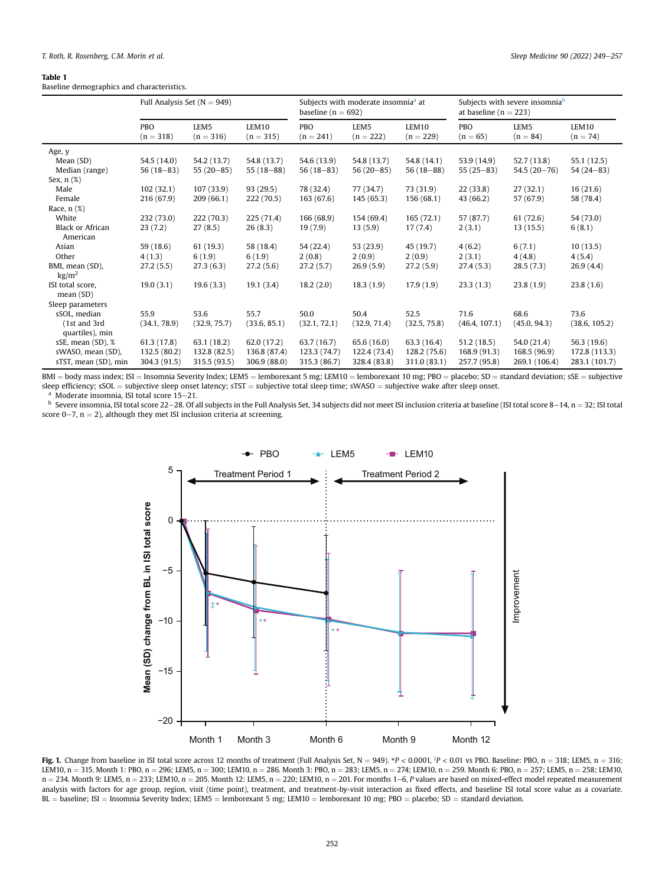**Table 1**
Baseline demographics and characteristics.

| | Full Analysis Set (N = 949) | | | Subjects with moderate insomnia[a] at baseline (n = 692) | | | Subjects with severe insomnia[b] at baseline (n = 223) | | |
|---|---|---|---|---|---|---|---|---|---|
| | PBO (n = 318) | LEM5 (n = 316) | LEM10 (n = 315) | PBO (n = 241) | LEM5 (n = 222) | LEM10 (n = 229) | PBO (n = 65) | LEM5 (n = 84) | LEM10 (n = 74) |
| Age, y | | | | | | | | | |
| Mean (SD) | 54.5 (14.0) | 54.2 (13.7) | 54.8 (13.7) | 54.6 (13.9) | 54.8 (13.7) | 54.8 (14.1) | 53.9 (14.9) | 52.7 (13.8) | 55.1 (12.5) |
| Median (range) | 56 (18–83) | 55 (20–85) | 55 (18–88) | 56 (18–83) | 56 (20–85) | 56 (18–88) | 55 (25–83) | 54.5 (20–76) | 54 (24–83) |
| Sex, n (%) | | | | | | | | | |
| Male | 102 (32.1) | 107 (33.9) | 93 (29.5) | 78 (32.4) | 77 (34.7) | 73 (31.9) | 22 (33.8) | 27 (32.1) | 16 (21.6) |
| Female | 216 (67.9) | 209 (66.1) | 222 (70.5) | 163 (67.6) | 145 (65.3) | 156 (68.1) | 43 (66.2) | 57 (67.9) | 58 (78.4) |
| Race, n (%) | | | | | | | | | |
| White | 232 (73.0) | 222 (70.3) | 225 (71.4) | 166 (68.9) | 154 (69.4) | 165 (72.1) | 57 (87.7) | 61 (72.6) | 54 (73.0) |
| Black or African American | 23 (7.2) | 27 (8.5) | 26 (8.3) | 19 (7.9) | 13 (5.9) | 17 (7.4) | 2 (3.1) | 13 (15.5) | 6 (8.1) |
| Asian | 59 (18.6) | 61 (19.3) | 58 (18.4) | 54 (22.4) | 53 (23.9) | 45 (19.7) | 4 (6.2) | 6 (7.1) | 10 (13.5) |
| Other | 4 (1.3) | 6 (1.9) | 6 (1.9) | 2 (0.8) | 2 (0.9) | 2 (0.9) | 2 (3.1) | 4 (4.8) | 4 (5.4) |
| BMI, mean (SD), $kg/m^2$ | 27.2 (5.5) | 27.3 (6.3) | 27.2 (5.6) | 27.2 (5.7) | 26.9 (5.9) | 27.2 (5.9) | 27.4 (5.3) | 28.5 (7.3) | 26.9 (4.4) |
| ISI total score, mean (SD) | 19.0 (3.1) | 19.6 (3.3) | 19.1 (3.4) | 18.2 (2.0) | 18.3 (1.9) | 17.9 (1.9) | 23.3 (1.3) | 23.8 (1.9) | 23.8 (1.6) |
| Sleep parameters | | | | | | | | | |
| sSOL, median (1st and 3rd quartiles), min | 55.9 (34.1, 78.9) | 53.6 (32.9, 75.7) | 55.7 (33.6, 85.1) | 50.0 (32.1, 72.1) | 50.4 (32.9, 71.4) | 52.5 (32.5, 75.8) | 71.6 (46.4, 107.1) | 68.6 (45.0, 94.3) | 73.6 (38.6, 105.2) |
| sSE, mean (SD), % | 61.3 (17.8) | 63.1 (18.2) | 62.0 (17.2) | 63.7 (16.7) | 65.6 (16.0) | 63.3 (16.4) | 51.2 (18.5) | 54.0 (21.4) | 56.3 (19.6) |
| sWASO, mean (SD), | 132.5 (80.2) | 132.8 (82.5) | 136.8 (87.4) | 123.3 (74.7) | 122.4 (73.4) | 128.2 (75.6) | 168.9 (91.3) | 168.5 (96.9) | 172.8 (113.3) |
| sTST, mean (SD), min | 304.3 (91.5) | 315.5 (93.5) | 306.9 (88.0) | 315.3 (86.7) | 328.4 (83.8) | 311.0 (83.1) | 257.7 (95.8) | 269.1 (106.4) | 283.1 (101.7) |

BMI = body mass index; ISI = Insomnia Severity Index; LEM5 = lemborexant 5 mg; LEM10 = lemborexant 10 mg; PBO = placebo; SD = standard deviation; sSE = subjective sleep efficiency; sSOL = subjective sleep onset latency; sTST = subjective total sleep time; sWASO = subjective wake after sleep onset.

[a] Moderate insomnia, ISI total score 15–21.

[b] Severe insomnia, ISI total score 22–28. Of all subjects in the Full Analysis Set, 34 subjects did not meet ISI inclusion criteria at baseline (ISI total score 8–14, n = 32; ISI total score 0–7, n = 2), although they met ISI inclusion criteria at screening.

**Fig. 1.** Change from baseline in ISI total score across 12 months of treatment (Full Analysis Set, N = 949). *$P < 0.0001$, ‡$P < 0.01$ vs PBO. Baseline: PBO, n = 318; LEM5, n = 316; LEM10, n = 315. Month 1: PBO, n = 296; LEM5, n = 300; LEM10, n = 286. Month 3: PBO, n = 283; LEM5, n = 274; LEM10, n = 259. Month 6: PBO, n = 257; LEM5, n = 258; LEM10, n = 234. Month 9: LEM5, n = 233; LEM10, n = 205. Month 12: LEM5, n = 220; LEM10, n = 201. For months 1–6, P values are based on mixed-effect model repeated measurement analysis with factors for age group, region, visit (time point), treatment, and treatment-by-visit interaction as fixed effects, and baseline ISI total score value as a covariate. BL = baseline; ISI = Insomnia Severity Index; LEM5 = lemborexant 5 mg; LEM10 = lemborexant 10 mg; PBO = placebo; SD = standard deviation.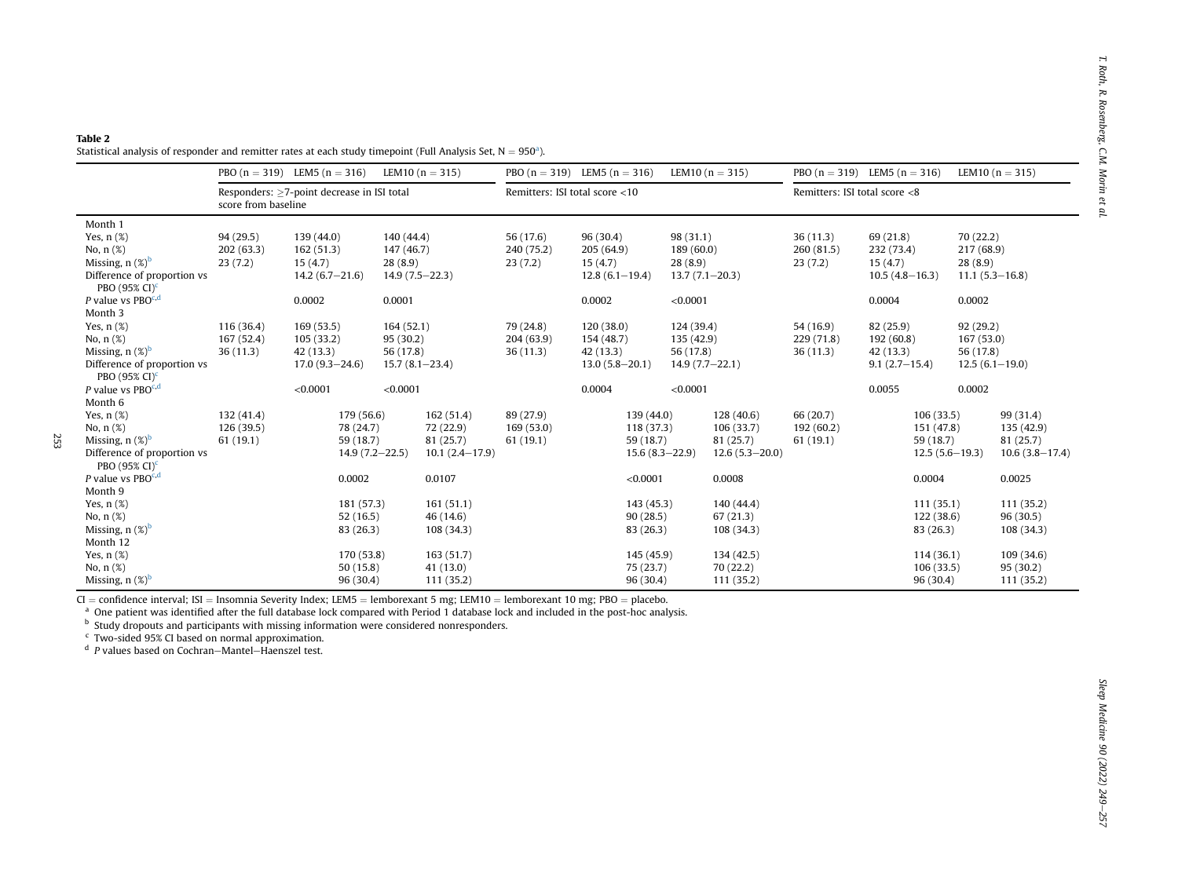**Table 2**
Statistical analysis of responder and remitter rates at each study timepoint (Full Analysis Set, N = 950[a]).

| | PBO (n = 319) | LEM5 (n = 316) | LEM10 (n = 315) | PBO (n = 319) | LEM5 (n = 316) | LEM10 (n = 315) | PBO (n = 319) | LEM5 (n = 316) | LEM10 (n = 315) |
|---|---|---|---|---|---|---|---|---|---|
| | Responders: ≥7-point decrease in ISI total score from baseline | | | Remitters: ISI total score <10 | | | Remitters: ISI total score <8 | | |
| Month 1 | | | | | | | | | |
| Yes, n (%) | 94 (29.5) | 139 (44.0) | 140 (44.4) | 56 (17.6) | 96 (30.4) | 98 (31.1) | 36 (11.3) | 69 (21.8) | 70 (22.2) |
| No, n (%) | 202 (63.3) | 162 (51.3) | 147 (46.7) | 240 (75.2) | 205 (64.9) | 189 (60.0) | 260 (81.5) | 232 (73.4) | 217 (68.9) |
| Missing, n (%)[b] | 23 (7.2) | 15 (4.7) | 28 (8.9) | 23 (7.2) | 15 (4.7) | 28 (8.9) | 23 (7.2) | 15 (4.7) | 28 (8.9) |
| Difference of proportion vs PBO (95% CI)[c] | | 14.2 (6.7–21.6) | 14.9 (7.5–22.3) | | 12.8 (6.1–19.4) | 13.7 (7.1–20.3) | | 10.5 (4.8–16.3) | 11.1 (5.3–16.8) |
| *P* value vs PBO[c,d] | | 0.0002 | 0.0001 | | 0.0002 | <0.0001 | | 0.0004 | 0.0002 |
| Month 3 | | | | | | | | | |
| Yes, n (%) | 116 (36.4) | 169 (53.5) | 164 (52.1) | 79 (24.8) | 120 (38.0) | 124 (39.4) | 54 (16.9) | 82 (25.9) | 92 (29.2) |
| No, n (%) | 167 (52.4) | 105 (33.2) | 95 (30.2) | 204 (63.9) | 154 (48.7) | 135 (42.9) | 229 (71.8) | 192 (60.8) | 167 (53.0) |
| Missing, n (%)[b] | 36 (11.3) | 42 (13.3) | 56 (17.8) | 36 (11.3) | 42 (13.3) | 56 (17.8) | 36 (11.3) | 42 (13.3) | 56 (17.8) |
| Difference of proportion vs PBO (95% CI)[c] | | 17.0 (9.3–24.6) | 15.7 (8.1–23.4) | | 13.0 (5.8–20.1) | 14.9 (7.7–22.1) | | 9.1 (2.7–15.4) | 12.5 (6.1–19.0) |
| *P* value vs PBO[c,d] | | <0.0001 | <0.0001 | | 0.0004 | <0.0001 | | 0.0055 | 0.0002 |
| Month 6 | | | | | | | | | |
| Yes, n (%) | 132 (41.4) | 179 (56.6) | 162 (51.4) | 89 (27.9) | 139 (44.0) | 128 (40.6) | 66 (20.7) | 106 (33.5) | 99 (31.4) |
| No, n (%) | 126 (39.5) | 78 (24.7) | 72 (22.9) | 169 (53.0) | 118 (37.3) | 106 (33.7) | 192 (60.2) | 151 (47.8) | 135 (42.9) |
| Missing, n (%)[b] | 61 (19.1) | 59 (18.7) | 81 (25.7) | 61 (19.1) | 59 (18.7) | 81 (25.7) | 61 (19.1) | 59 (18.7) | 81 (25.7) |
| Difference of proportion vs PBO (95% CI)[c] | | 14.9 (7.2–22.5) | 10.1 (2.4–17.9) | | 15.6 (8.3–22.9) | 12.6 (5.3–20.0) | | 12.5 (5.6–19.3) | 10.6 (3.8–17.4) |
| *P* value vs PBO[c,d] | | 0.0002 | 0.0107 | | <0.0001 | 0.0008 | | 0.0004 | 0.0025 |
| Month 9 | | | | | | | | | |
| Yes, n (%) | | 181 (57.3) | 161 (51.1) | | 143 (45.3) | 140 (44.4) | | 111 (35.1) | 111 (35.2) |
| No, n (%) | | 52 (16.5) | 46 (14.6) | | 90 (28.5) | 67 (21.3) | | 122 (38.6) | 96 (30.5) |
| Missing, n (%)[b] | | 83 (26.3) | 108 (34.3) | | 83 (26.3) | 108 (34.3) | | 83 (26.3) | 108 (34.3) |
| Month 12 | | | | | | | | | |
| Yes, n (%) | | 170 (53.8) | 163 (51.7) | | 145 (45.9) | 134 (42.5) | | 114 (36.1) | 109 (34.6) |
| No, n (%) | | 50 (15.8) | 41 (13.0) | | 75 (23.7) | 70 (22.2) | | 106 (33.5) | 95 (30.2) |
| Missing, n (%)[b] | | 96 (30.4) | 111 (35.2) | | 96 (30.4) | 111 (35.2) | | 96 (30.4) | 111 (35.2) |

CI = confidence interval; ISI = Insomnia Severity Index; LEM5 = lemborexant 5 mg; LEM10 = lemborexant 10 mg; PBO = placebo.
[a] One patient was identified after the full database lock compared with Period 1 database lock and included in the post-hoc analysis.
[b] Study dropouts and participants with missing information were considered nonresponders.
[c] Two-sided 95% CI based on normal approximation.
[d] *P* values based on Cochran–Mantel–Haenszel test.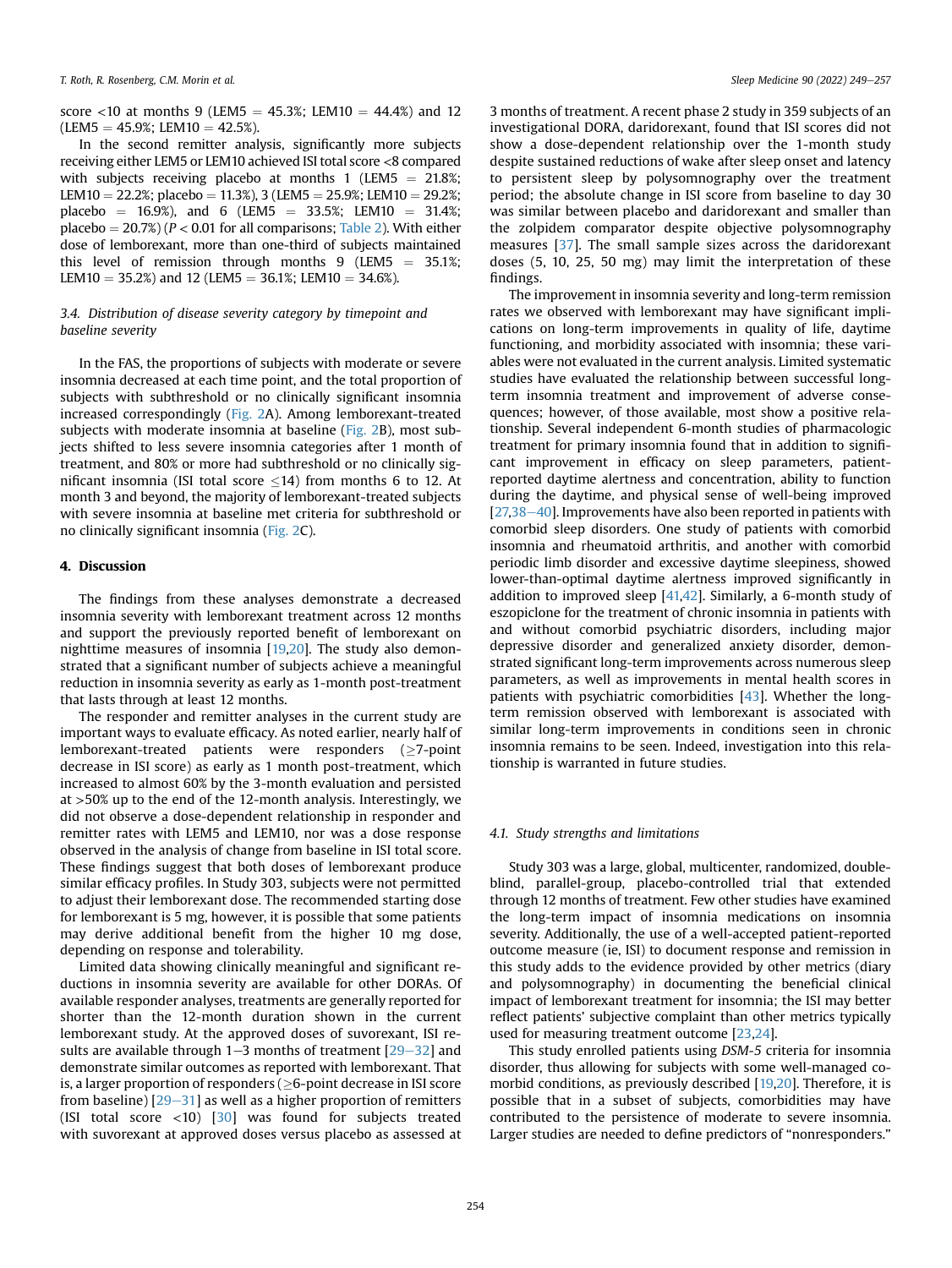score <10 at months 9 (LEM5 = 45.3%; LEM10 = 44.4%) and 12 (LEM5 = 45.9%; LEM10 = 42.5%).

In the second remitter analysis, significantly more subjects receiving either LEM5 or LEM10 achieved ISI total score <8 compared with subjects receiving placebo at months 1 (LEM5 = 21.8%; LEM10 = 22.2%; placebo = 11.3%), 3 (LEM5 = 25.9%; LEM10 = 29.2%; placebo = 16.9%), and 6 (LEM5 = 33.5%; LEM10 = 31.4%; placebo = 20.7%) ($P < 0.01$ for all comparisons; Table 2). With either dose of lemborexant, more than one-third of subjects maintained this level of remission through months 9 (LEM5 = 35.1%; LEM10 = 35.2%) and 12 (LEM5 = 36.1%; LEM10 = 34.6%).

### 3.4. Distribution of disease severity category by timepoint and baseline severity

In the FAS, the proportions of subjects with moderate or severe insomnia decreased at each time point, and the total proportion of subjects with subthreshold or no clinically significant insomnia increased correspondingly (Fig. 2A). Among lemborexant-treated subjects with moderate insomnia at baseline (Fig. 2B), most subjects shifted to less severe insomnia categories after 1 month of treatment, and 80% or more had subthreshold or no clinically significant insomnia (ISI total score ≤14) from months 6 to 12. At month 3 and beyond, the majority of lemborexant-treated subjects with severe insomnia at baseline met criteria for subthreshold or no clinically significant insomnia (Fig. 2C).

## 4. Discussion

The findings from these analyses demonstrate a decreased insomnia severity with lemborexant treatment across 12 months and support the previously reported benefit of lemborexant on nighttime measures of insomnia [19,20]. The study also demonstrated that a significant number of subjects achieve a meaningful reduction in insomnia severity as early as 1-month post-treatment that lasts through at least 12 months.

The responder and remitter analyses in the current study are important ways to evaluate efficacy. As noted earlier, nearly half of lemborexant-treated patients were responders (≥7-point decrease in ISI score) as early as 1 month post-treatment, which increased to almost 60% by the 3-month evaluation and persisted at >50% up to the end of the 12-month analysis. Interestingly, we did not observe a dose-dependent relationship in responder and remitter rates with LEM5 and LEM10, nor was a dose response observed in the analysis of change from baseline in ISI total score. These findings suggest that both doses of lemborexant produce similar efficacy profiles. In Study 303, subjects were not permitted to adjust their lemborexant dose. The recommended starting dose for lemborexant is 5 mg, however, it is possible that some patients may derive additional benefit from the higher 10 mg dose, depending on response and tolerability.

Limited data showing clinically meaningful and significant reductions in insomnia severity are available for other DORAs. Of available responder analyses, treatments are generally reported for shorter than the 12-month duration shown in the current lemborexant study. At the approved doses of suvorexant, ISI results are available through 1–3 months of treatment [29–32] and demonstrate similar outcomes as reported with lemborexant. That is, a larger proportion of responders (≥6-point decrease in ISI score from baseline) [29–31] as well as a higher proportion of remitters (ISI total score <10) [30] was found for subjects treated with suvorexant at approved doses versus placebo as assessed at 3 months of treatment. A recent phase 2 study in 359 subjects of an investigational DORA, daridorexant, found that ISI scores did not show a dose-dependent relationship over the 1-month study despite sustained reductions of wake after sleep onset and latency to persistent sleep by polysomnography over the treatment period; the absolute change in ISI score from baseline to day 30 was similar between placebo and daridorexant and smaller than the zolpidem comparator despite objective polysomnography measures [37]. The small sample sizes across the daridorexant doses (5, 10, 25, 50 mg) may limit the interpretation of these findings.

The improvement in insomnia severity and long-term remission rates we observed with lemborexant may have significant implications on long-term improvements in quality of life, daytime functioning, and morbidity associated with insomnia; these variables were not evaluated in the current analysis. Limited systematic studies have evaluated the relationship between successful long-term insomnia treatment and improvement of adverse consequences; however, of those available, most show a positive relationship. Several independent 6-month studies of pharmacologic treatment for primary insomnia found that in addition to significant improvement in efficacy on sleep parameters, patient-reported daytime alertness and concentration, ability to function during the daytime, and physical sense of well-being improved [27,38–40]. Improvements have also been reported in patients with comorbid sleep disorders. One study of patients with comorbid insomnia and rheumatoid arthritis, and another with comorbid periodic limb disorder and excessive daytime sleepiness, showed lower-than-optimal daytime alertness improved significantly in addition to improved sleep [41,42]. Similarly, a 6-month study of eszopiclone for the treatment of chronic insomnia in patients with and without comorbid psychiatric disorders, including major depressive disorder and generalized anxiety disorder, demonstrated significant long-term improvements across numerous sleep parameters, as well as improvements in mental health scores in patients with psychiatric comorbidities [43]. Whether the long-term remission observed with lemborexant is associated with similar long-term improvements in conditions seen in chronic insomnia remains to be seen. Indeed, investigation into this relationship is warranted in future studies.

### 4.1. Study strengths and limitations

Study 303 was a large, global, multicenter, randomized, double-blind, parallel-group, placebo-controlled trial that extended through 12 months of treatment. Few other studies have examined the long-term impact of insomnia medications on insomnia severity. Additionally, the use of a well-accepted patient-reported outcome measure (ie, ISI) to document response and remission in this study adds to the evidence provided by other metrics (diary and polysomnography) in documenting the beneficial clinical impact of lemborexant treatment for insomnia; the ISI may better reflect patients' subjective complaint than other metrics typically used for measuring treatment outcome [23,24].

This study enrolled patients using *DSM-5* criteria for insomnia disorder, thus allowing for subjects with some well-managed comorbid conditions, as previously described [19,20]. Therefore, it is possible that in a subset of subjects, comorbidities may have contributed to the persistence of moderate to severe insomnia. Larger studies are needed to define predictors of "nonresponders."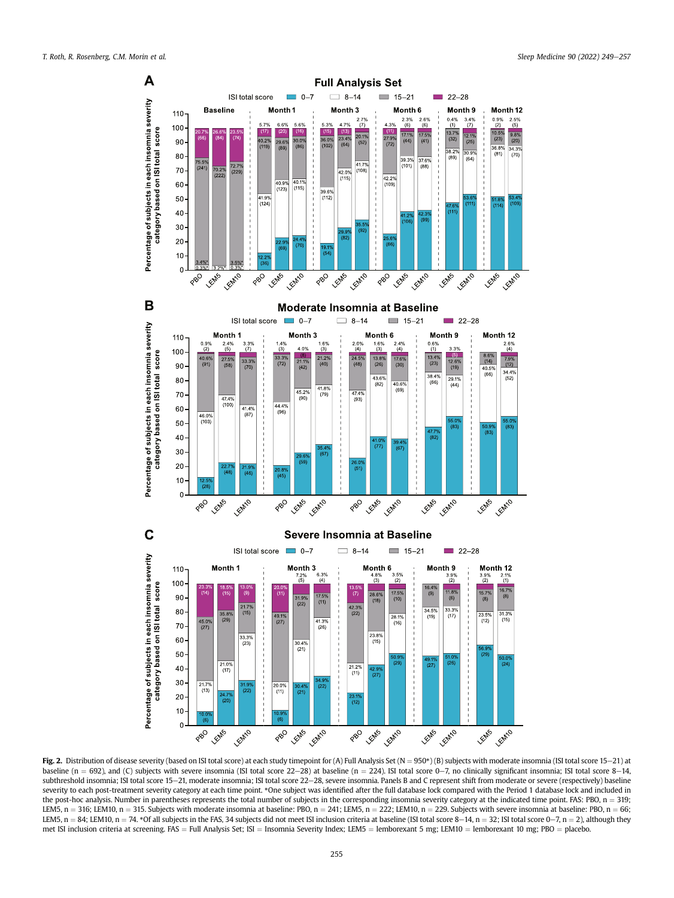Fig. 2. Distribution of disease severity (based on ISI total score) at each study timepoint for (A) Full Analysis Set (N = 950*) (B) subjects with moderate insomnia (ISI total score 15–21) at baseline (n = 692), and (C) subjects with severe insomnia (ISI total score 22–28) at baseline (n = 224). ISI total score 0–7, no clinically significant insomnia; ISI total score 8–14, subthreshold insomnia; ISI total score 15–21, moderate insomnia; ISI total score 22–28, severe insomnia. Panels B and C represent shift from moderate or severe (respectively) baseline severity to each post-treatment severity category at each time point. *One subject was identified after the full database lock compared with the Period 1 database lock and included in the post-hoc analysis. Number in parentheses represents the total number of subjects in the corresponding insomnia severity category at the indicated time point. FAS: PBO, n = 319; LEM5, n = 316; LEM10, n = 315. Subjects with moderate insomnia at baseline: PBO, n = 241; LEM5, n = 222; LEM10, n = 229. Subjects with severe insomnia at baseline: PBO, n = 66; LEM5, n = 84; LEM10, n = 74. *Of all subjects in the FAS, 34 subjects did not meet ISI inclusion criteria at baseline (ISI total score 8–14, n = 32; ISI total score 0–7, n = 2), although they met ISI inclusion criteria at screening. FAS = Full Analysis Set; ISI = Insomnia Severity Index; LEM5 = lemborexant 5 mg; LEM10 = lemborexant 10 mg; PBO = placebo.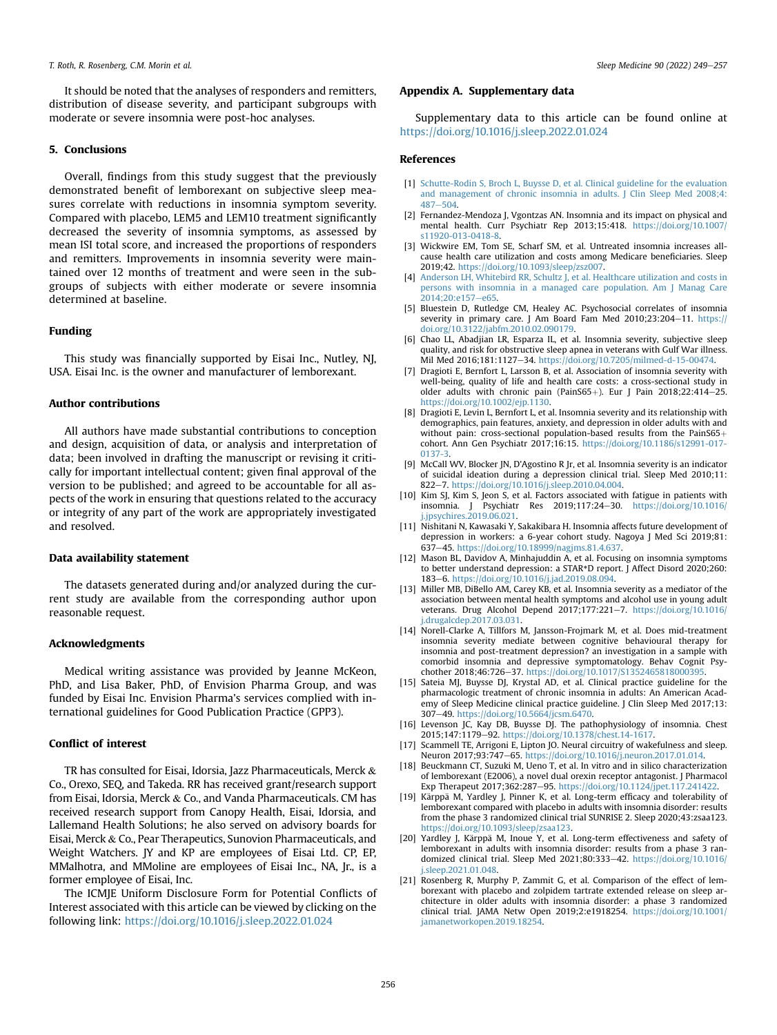It should be noted that the analyses of responders and remitters, distribution of disease severity, and participant subgroups with moderate or severe insomnia were post-hoc analyses.

## 5. Conclusions

Overall, findings from this study suggest that the previously demonstrated benefit of lemborexant on subjective sleep measures correlate with reductions in insomnia symptom severity. Compared with placebo, LEM5 and LEM10 treatment significantly decreased the severity of insomnia symptoms, as assessed by mean ISI total score, and increased the proportions of responders and remitters. Improvements in insomnia severity were maintained over 12 months of treatment and were seen in the subgroups of subjects with either moderate or severe insomnia determined at baseline.

## Funding

This study was financially supported by Eisai Inc., Nutley, NJ, USA. Eisai Inc. is the owner and manufacturer of lemborexant.

## Author contributions

All authors have made substantial contributions to conception and design, acquisition of data, or analysis and interpretation of data; been involved in drafting the manuscript or revising it critically for important intellectual content; given final approval of the version to be published; and agreed to be accountable for all aspects of the work in ensuring that questions related to the accuracy or integrity of any part of the work are appropriately investigated and resolved.

## Data availability statement

The datasets generated during and/or analyzed during the current study are available from the corresponding author upon reasonable request.

## Acknowledgments

Medical writing assistance was provided by Jeanne McKeon, PhD, and Lisa Baker, PhD, of Envision Pharma Group, and was funded by Eisai Inc. Envision Pharma's services complied with international guidelines for Good Publication Practice (GPP3).

## Conflict of interest

TR has consulted for Eisai, Idorsia, Jazz Pharmaceuticals, Merck & Co., Orexo, SEQ, and Takeda. RR has received grant/research support from Eisai, Idorsia, Merck & Co., and Vanda Pharmaceuticals. CM has received research support from Canopy Health, Eisai, Idorsia, and Lallemand Health Solutions; he also served on advisory boards for Eisai, Merck & Co., Pear Therapeutics, Sunovion Pharmaceuticals, and Weight Watchers. JY and KP are employees of Eisai Ltd. CP, EP, MMalhotra, and MMoline are employees of Eisai Inc., NA, Jr., is a former employee of Eisai, Inc.

The ICMJE Uniform Disclosure Form for Potential Conflicts of Interest associated with this article can be viewed by clicking on the following link: https://doi.org/10.1016/j.sleep.2022.01.024

## Appendix A. Supplementary data

Supplementary data to this article can be found online at https://doi.org/10.1016/j.sleep.2022.01.024

## References

[1] Schutte-Rodin S, Broch L, Buysse D, et al. Clinical guideline for the evaluation and management of chronic insomnia in adults. J Clin Sleep Med 2008;4:487–504.

[2] Fernandez-Mendoza J, Vgontzas AN. Insomnia and its impact on physical and mental health. Curr Psychiatr Rep 2013;15:418. https://doi.org/10.1007/s11920-013-0418-8.

[3] Wickwire EM, Tom SE, Scharf SM, et al. Untreated insomnia increases all-cause health care utilization and costs among Medicare beneficiaries. Sleep 2019;42. https://doi.org/10.1093/sleep/zsz007.

[4] Anderson LH, Whitebird RR, Schultz J, et al. Healthcare utilization and costs in persons with insomnia in a managed care population. Am J Manag Care 2014;20:e157–e65.

[5] Bluestein D, Rutledge CM, Healey AC. Psychosocial correlates of insomnia severity in primary care. J Am Board Fam Med 2010;23:204–11. https://doi.org/10.3122/jabfm.2010.02.090179.

[6] Chao LL, Abadjian LR, Esparza IL, et al. Insomnia severity, subjective sleep quality, and risk for obstructive sleep apnea in veterans with Gulf War illness. Mil Med 2016;181:1127–34. https://doi.org/10.7205/milmed-d-15-00474.

[7] Dragioti E, Bernfort L, Larsson B, et al. Association of insomnia severity with well-being, quality of life and health care costs: a cross-sectional study in older adults with chronic pain (PainS65+). Eur J Pain 2018;22:414–25. https://doi.org/10.1002/ejp.1130.

[8] Dragioti E, Levin L, Bernfort L, et al. Insomnia severity and its relationship with demographics, pain features, anxiety, and depression in older adults with and without pain: cross-sectional population-based results from the PainS65+ cohort. Ann Gen Psychiatr 2017;16:15. https://doi.org/10.1186/s12991-017-0137-3.

[9] McCall WV, Blocker JN, D'Agostino R Jr, et al. Insomnia severity is an indicator of suicidal ideation during a depression clinical trial. Sleep Med 2010;11:822–7. https://doi.org/10.1016/j.sleep.2010.04.004.

[10] Kim SJ, Kim S, Jeon S, et al. Factors associated with fatigue in patients with insomnia. J Psychiatr Res 2019;117:24–30. https://doi.org/10.1016/j.jpsychires.2019.06.021.

[11] Nishitani N, Kawasaki Y, Sakakibara H. Insomnia affects future development of depression in workers: a 6-year cohort study. Nagoya J Med Sci 2019;81:637–45. https://doi.org/10.18999/nagjms.81.4.637.

[12] Mason BL, Davidov A, Minhajuddin A, et al. Focusing on insomnia symptoms to better understand depression: a STAR*D report. J Affect Disord 2020;260:183–6. https://doi.org/10.1016/j.jad.2019.08.094.

[13] Miller MB, DiBello AM, Carey KB, et al. Insomnia severity as a mediator of the association between mental health symptoms and alcohol use in young adult veterans. Drug Alcohol Depend 2017;177:221–7. https://doi.org/10.1016/j.drugalcdep.2017.03.031.

[14] Norell-Clarke A, Tillfors M, Jansson-Frojmark M, et al. Does mid-treatment insomnia severity mediate between cognitive behavioural therapy for insomnia and post-treatment depression? an investigation in a sample with comorbid insomnia and depressive symptomatology. Behav Cognit Psychother 2018;46:726–37. https://doi.org/10.1017/S1352465818000395.

[15] Sateia MJ, Buysse DJ, Krystal AD, et al. Clinical practice guideline for the pharmacologic treatment of chronic insomnia in adults: An American Academy of Sleep Medicine clinical practice guideline. J Clin Sleep Med 2017;13:307–49. https://doi.org/10.5664/jcsm.6470.

[16] Levenson JC, Kay DB, Buysse DJ. The pathophysiology of insomnia. Chest 2015;147:1179–92. https://doi.org/10.1378/chest.14-1617.

[17] Scammell TE, Arrigoni E, Lipton JO. Neural circuitry of wakefulness and sleep. Neuron 2017;93:747–65. https://doi.org/10.1016/j.neuron.2017.01.014.

[18] Beuckmann CT, Suzuki M, Ueno T, et al. In vitro and in silico characterization of lemborexant (E2006), a novel dual orexin receptor antagonist. J Pharmacol Exp Therapeut 2017;362:287–95. https://doi.org/10.1124/jpet.117.241422.

[19] Kärppä M, Yardley J, Pinner K, et al. Long-term efficacy and tolerability of lemborexant compared with placebo in adults with insomnia disorder: results from the phase 3 randomized clinical trial SUNRISE 2. Sleep 2020;43:zsaa123. https://doi.org/10.1093/sleep/zsaa123.

[20] Yardley J, Kärppä M, Inoue Y, et al. Long-term effectiveness and safety of lemborexant in adults with insomnia disorder: results from a phase 3 randomized clinical trial. Sleep Med 2021;80:333–42. https://doi.org/10.1016/j.sleep.2021.01.048.

[21] Rosenberg R, Murphy P, Zammit G, et al. Comparison of the effect of lemborexant with placebo and zolpidem tartrate extended release on sleep architecture in older adults with insomnia disorder: a phase 3 randomized clinical trial. JAMA Netw Open 2019;2:e1918254. https://doi.org/10.1001/jamanetworkopen.2019.18254.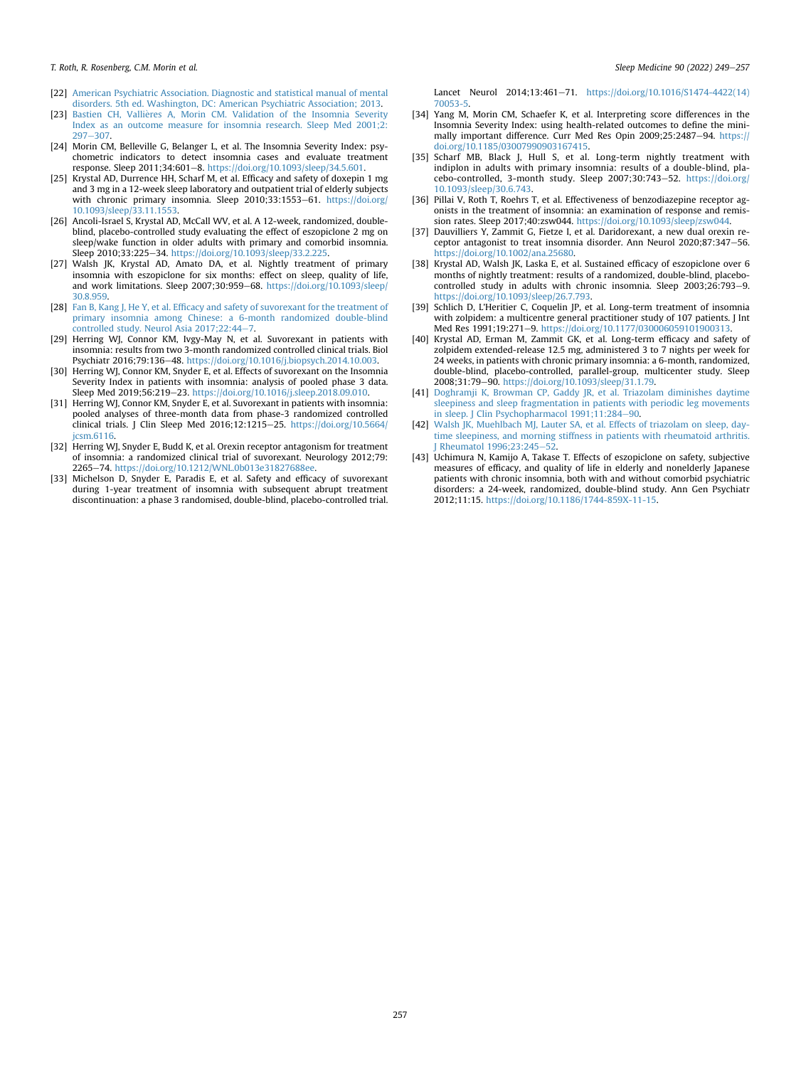[22] American Psychiatric Association. Diagnostic and statistical manual of mental disorders. 5th ed. Washington, DC: American Psychiatric Association; 2013.

[23] Bastien CH, Vallières A, Morin CM. Validation of the Insomnia Severity Index as an outcome measure for insomnia research. Sleep Med 2001;2:297–307.

[24] Morin CM, Belleville G, Belanger L, et al. The Insomnia Severity Index: psychometric indicators to detect insomnia cases and evaluate treatment response. Sleep 2011;34:601–8. https://doi.org/10.1093/sleep/34.5.601.

[25] Krystal AD, Durrence HH, Scharf M, et al. Efficacy and safety of doxepin 1 mg and 3 mg in a 12-week sleep laboratory and outpatient trial of elderly subjects with chronic primary insomnia. Sleep 2010;33:1553–61. https://doi.org/10.1093/sleep/33.11.1553.

[26] Ancoli-Israel S, Krystal AD, McCall WV, et al. A 12-week, randomized, double-blind, placebo-controlled study evaluating the effect of eszopiclone 2 mg on sleep/wake function in older adults with primary and comorbid insomnia. Sleep 2010;33:225–34. https://doi.org/10.1093/sleep/33.2.225.

[27] Walsh JK, Krystal AD, Amato DA, et al. Nightly treatment of primary insomnia with eszopiclone for six months: effect on sleep, quality of life, and work limitations. Sleep 2007;30:959–68. https://doi.org/10.1093/sleep/30.8.959.

[28] Fan B, Kang J, He Y, et al. Efficacy and safety of suvorexant for the treatment of primary insomnia among Chinese: a 6-month randomized double-blind controlled study. Neurol Asia 2017;22:44–7.

[29] Herring WJ, Connor KM, Ivgy-May N, et al. Suvorexant in patients with insomnia: results from two 3-month randomized controlled clinical trials. Biol Psychiatr 2016;79:136–48. https://doi.org/10.1016/j.biopsych.2014.10.003.

[30] Herring WJ, Connor KM, Snyder E, et al. Effects of suvorexant on the Insomnia Severity Index in patients with insomnia: analysis of pooled phase 3 data. Sleep Med 2019;56:219–23. https://doi.org/10.1016/j.sleep.2018.09.010.

[31] Herring WJ, Connor KM, Snyder E, et al. Suvorexant in patients with insomnia: pooled analyses of three-month data from phase-3 randomized controlled clinical trials. J Clin Sleep Med 2016;12:1215–25. https://doi.org/10.5664/jcsm.6116.

[32] Herring WJ, Snyder E, Budd K, et al. Orexin receptor antagonism for treatment of insomnia: a randomized clinical trial of suvorexant. Neurology 2012;79:2265–74. https://doi.org/10.1212/WNL.0b013e31827688ee.

[33] Michelson D, Snyder E, Paradis E, et al. Safety and efficacy of suvorexant during 1-year treatment of insomnia with subsequent abrupt treatment discontinuation: a phase 3 randomised, double-blind, placebo-controlled trial. Lancet Neurol 2014;13:461–71. https://doi.org/10.1016/S1474-4422(14)70053-5.

[34] Yang M, Morin CM, Schaefer K, et al. Interpreting score differences in the Insomnia Severity Index: using health-related outcomes to define the minimally important difference. Curr Med Res Opin 2009;25:2487–94. https://doi.org/10.1185/03007990903167415.

[35] Scharf MB, Black J, Hull S, et al. Long-term nightly treatment with indiplon in adults with primary insomnia: results of a double-blind, placebo-controlled, 3-month study. Sleep 2007;30:743–52. https://doi.org/10.1093/sleep/30.6.743.

[36] Pillai V, Roth T, Roehrs T, et al. Effectiveness of benzodiazepine receptor agonists in the treatment of insomnia: an examination of response and remission rates. Sleep 2017;40:zsw044. https://doi.org/10.1093/sleep/zsw044.

[37] Dauvilliers Y, Zammit G, Fietze I, et al. Daridorexant, a new dual orexin receptor antagonist to treat insomnia disorder. Ann Neurol 2020;87:347–56. https://doi.org/10.1002/ana.25680.

[38] Krystal AD, Walsh JK, Laska E, et al. Sustained efficacy of eszopiclone over 6 months of nightly treatment: results of a randomized, double-blind, placebo-controlled study in adults with chronic insomnia. Sleep 2003;26:793–9. https://doi.org/10.1093/sleep/26.7.793.

[39] Schlich D, L'Heritier C, Coquelin JP, et al. Long-term treatment of insomnia with zolpidem: a multicentre general practitioner study of 107 patients. J Int Med Res 1991;19:271–9. https://doi.org/10.1177/030006059101900313.

[40] Krystal AD, Erman M, Zammit GK, et al. Long-term efficacy and safety of zolpidem extended-release 12.5 mg, administered 3 to 7 nights per week for 24 weeks, in patients with chronic primary insomnia: a 6-month, randomized, double-blind, placebo-controlled, parallel-group, multicenter study. Sleep 2008;31:79–90. https://doi.org/10.1093/sleep/31.1.79.

[41] Doghramji K, Browman CP, Gaddy JR, et al. Triazolam diminishes daytime sleepiness and sleep fragmentation in patients with periodic leg movements in sleep. J Clin Psychopharmacol 1991;11:284–90.

[42] Walsh JK, Muehlbach MJ, Lauter SA, et al. Effects of triazolam on sleep, daytime sleepiness, and morning stiffness in patients with rheumatoid arthritis. J Rheumatol 1996;23:245–52.

[43] Uchimura N, Kamijo A, Takase T. Effects of eszopiclone on safety, subjective measures of efficacy, and quality of life in elderly and nonelderly Japanese patients with chronic insomnia, both with and without comorbid psychiatric disorders: a 24-week, randomized, double-blind study. Ann Gen Psychiatr 2012;11:15. https://doi.org/10.1186/1744-859X-11-15.